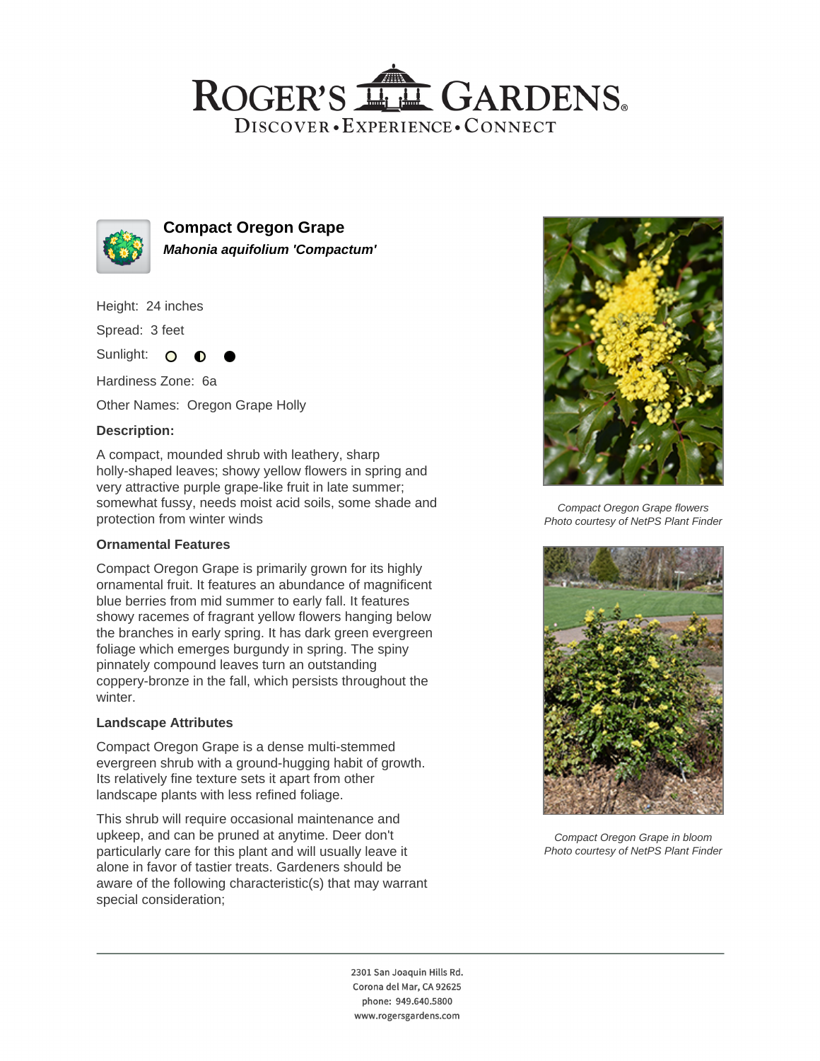# Compact Oregon Grape

***Mahonia aquifolium 'Compactum'***

Height: 24 inches

Spread: 3 feet

Sunlight: ○ ◐ ●

Hardiness Zone: 6a

Other Names: Oregon Grape Holly

### Description:

A compact, mounded shrub with leathery, sharp holly-shaped leaves; showy yellow flowers in spring and very attractive purple grape-like fruit in late summer; somewhat fussy, needs moist acid soils, some shade and protection from winter winds

### Ornamental Features

Compact Oregon Grape is primarily grown for its highly ornamental fruit. It features an abundance of magnificent blue berries from mid summer to early fall. It features showy racemes of fragrant yellow flowers hanging below the branches in early spring. It has dark green evergreen foliage which emerges burgundy in spring. The spiny pinnately compound leaves turn an outstanding coppery-bronze in the fall, which persists throughout the winter.

### Landscape Attributes

Compact Oregon Grape is a dense multi-stemmed evergreen shrub with a ground-hugging habit of growth. Its relatively fine texture sets it apart from other landscape plants with less refined foliage.

This shrub will require occasional maintenance and upkeep, and can be pruned at anytime. Deer don't particularly care for this plant and will usually leave it alone in favor of tastier treats. Gardeners should be aware of the following characteristic(s) that may warrant special consideration;

*Compact Oregon Grape flowers*
*Photo courtesy of NetPS Plant Finder*

*Compact Oregon Grape in bloom*
*Photo courtesy of NetPS Plant Finder*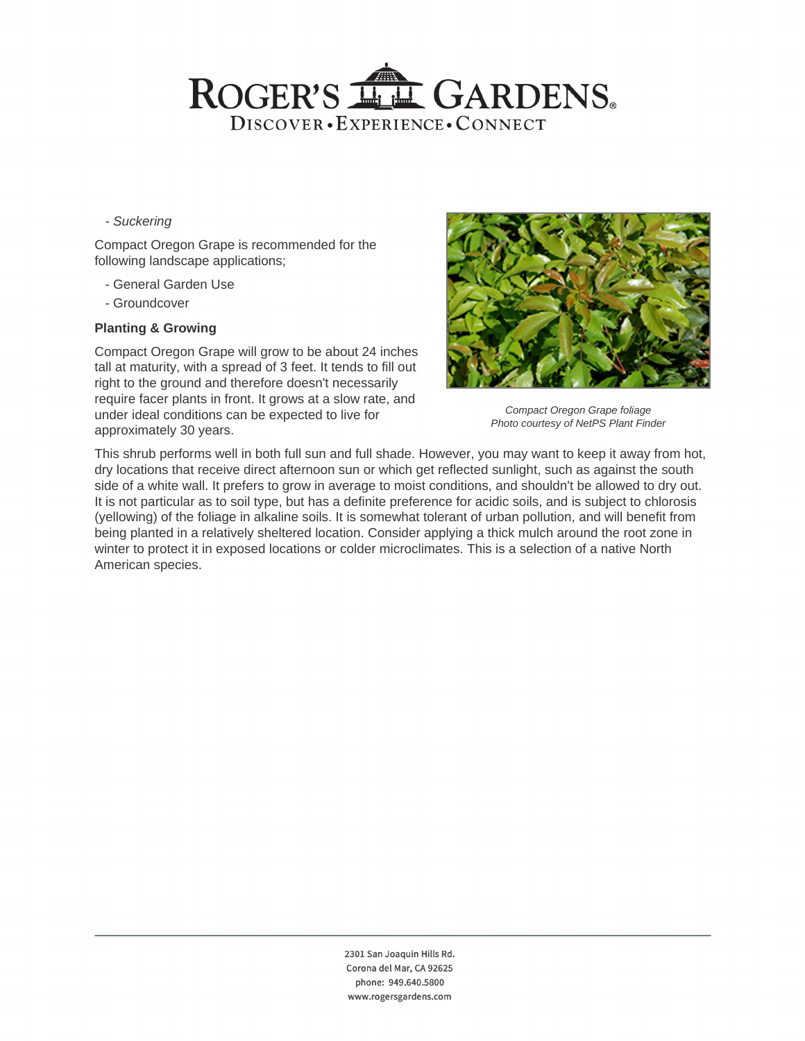- *Suckering*

Compact Oregon Grape is recommended for the following landscape applications;

- General Garden Use
- Groundcover

**Planting & Growing**

Compact Oregon Grape will grow to be about 24 inches tall at maturity, with a spread of 3 feet. It tends to fill out right to the ground and therefore doesn't necessarily require facer plants in front. It grows at a slow rate, and under ideal conditions can be expected to live for approximately 30 years.

*Compact Oregon Grape foliage*
*Photo courtesy of NetPS Plant Finder*

This shrub performs well in both full sun and full shade. However, you may want to keep it away from hot, dry locations that receive direct afternoon sun or which get reflected sunlight, such as against the south side of a white wall. It prefers to grow in average to moist conditions, and shouldn't be allowed to dry out. It is not particular as to soil type, but has a definite preference for acidic soils, and is subject to chlorosis (yellowing) of the foliage in alkaline soils. It is somewhat tolerant of urban pollution, and will benefit from being planted in a relatively sheltered location. Consider applying a thick mulch around the root zone in winter to protect it in exposed locations or colder microclimates. This is a selection of a native North American species.